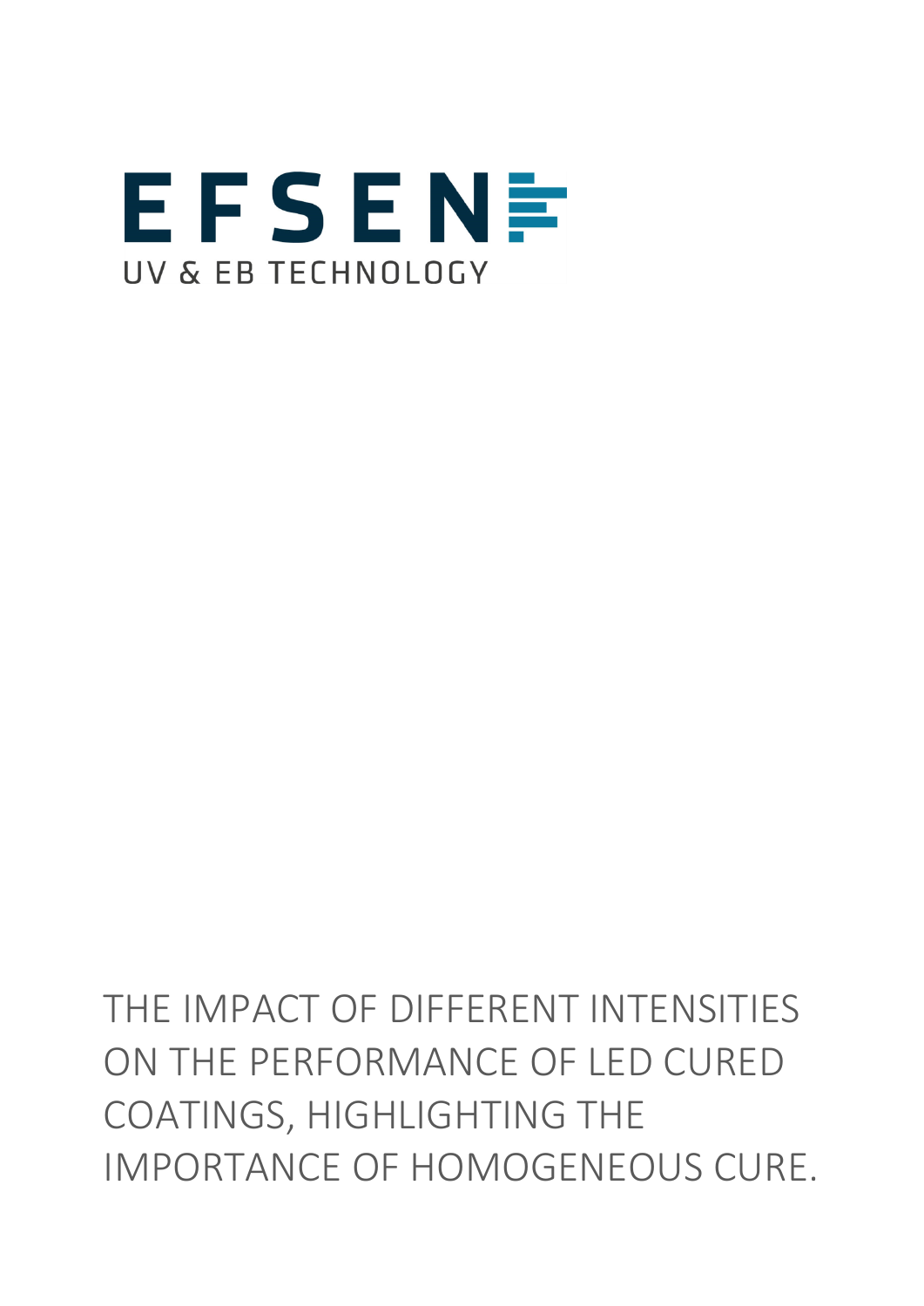EFSEN

UV & EB TECHNOLOGY

# THE IMPACT OF DIFFERENT INTENSITIES ON THE PERFORMANCE OF LED CURED COATINGS, HIGHLIGHTING THE IMPORTANCE OF HOMOGENEOUS CURE.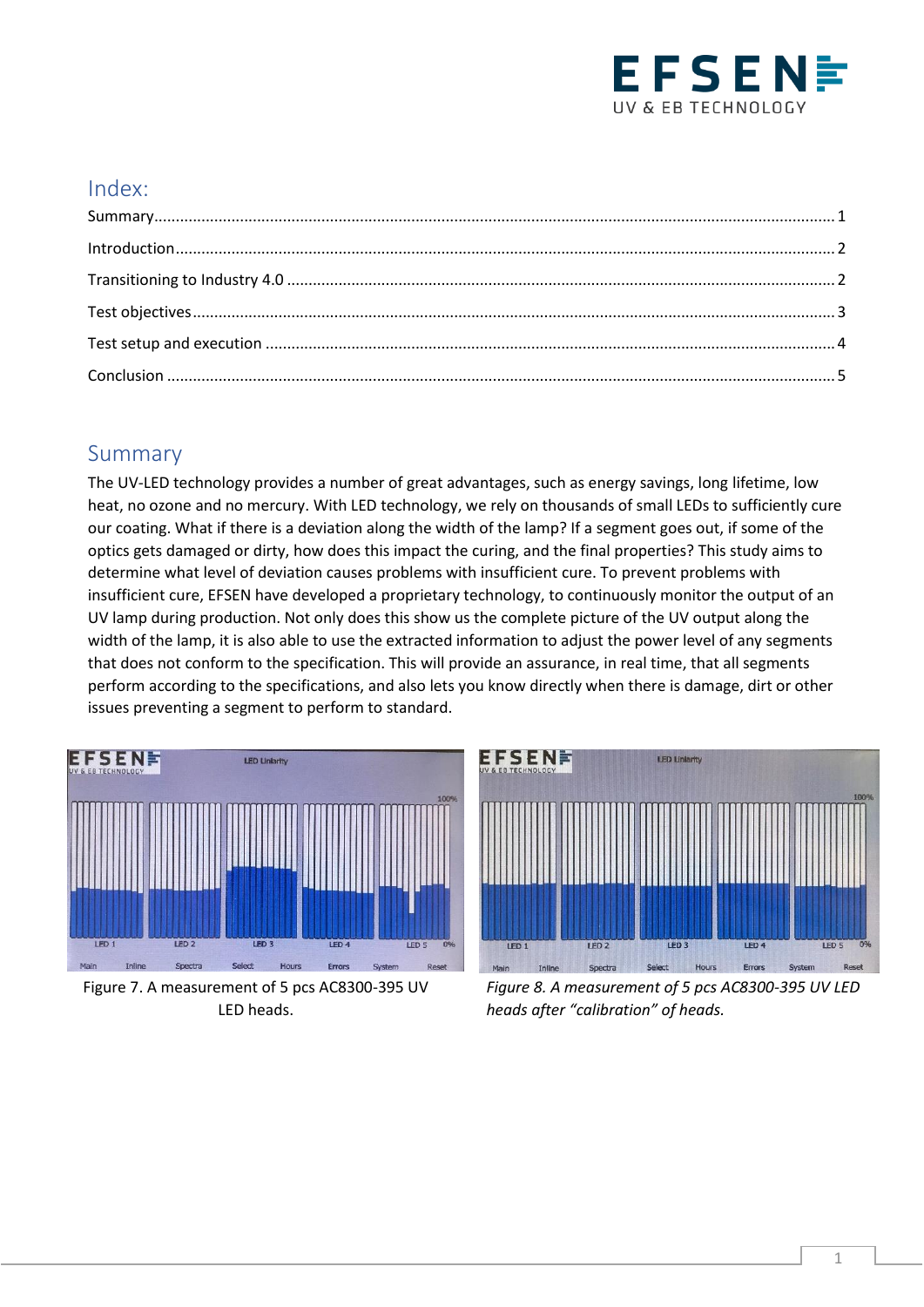## Index:

Summary ........................................................................................................ 1

Introduction .................................................................................................... 2

Transitioning to Industry 4.0 ........................................................................... 2

Test objectives ................................................................................................ 3

Test setup and execution ................................................................................ 4

Conclusion ...................................................................................................... 5

## Summary

The UV-LED technology provides a number of great advantages, such as energy savings, long lifetime, low heat, no ozone and no mercury. With LED technology, we rely on thousands of small LEDs to sufficiently cure our coating. What if there is a deviation along the width of the lamp? If a segment goes out, if some of the optics gets damaged or dirty, how does this impact the curing, and the final properties? This study aims to determine what level of deviation causes problems with insufficient cure. To prevent problems with insufficient cure, EFSEN have developed a proprietary technology, to continuously monitor the output of an UV lamp during production. Not only does this show us the complete picture of the UV output along the width of the lamp, it is also able to use the extracted information to adjust the power level of any segments that does not conform to the specification. This will provide an assurance, in real time, that all segments perform according to the specifications, and also lets you know directly when there is damage, dirt or other issues preventing a segment to perform to standard.

Figure 7. A measurement of 5 pcs AC8300-395 UV LED heads.

*Figure 8. A measurement of 5 pcs AC8300-395 UV LED heads after "calibration" of heads.*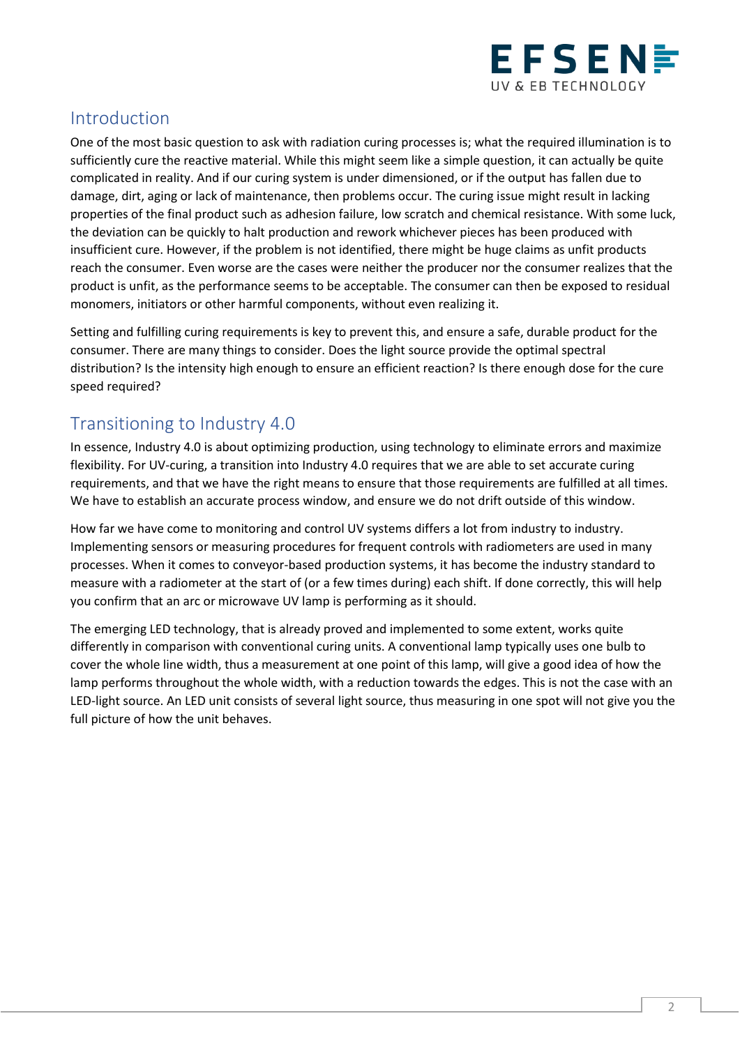## Introduction

One of the most basic question to ask with radiation curing processes is; what the required illumination is to sufficiently cure the reactive material. While this might seem like a simple question, it can actually be quite complicated in reality. And if our curing system is under dimensioned, or if the output has fallen due to damage, dirt, aging or lack of maintenance, then problems occur. The curing issue might result in lacking properties of the final product such as adhesion failure, low scratch and chemical resistance. With some luck, the deviation can be quickly to halt production and rework whichever pieces has been produced with insufficient cure. However, if the problem is not identified, there might be huge claims as unfit products reach the consumer. Even worse are the cases were neither the producer nor the consumer realizes that the product is unfit, as the performance seems to be acceptable. The consumer can then be exposed to residual monomers, initiators or other harmful components, without even realizing it.

Setting and fulfilling curing requirements is key to prevent this, and ensure a safe, durable product for the consumer. There are many things to consider. Does the light source provide the optimal spectral distribution? Is the intensity high enough to ensure an efficient reaction? Is there enough dose for the cure speed required?

## Transitioning to Industry 4.0

In essence, Industry 4.0 is about optimizing production, using technology to eliminate errors and maximize flexibility. For UV-curing, a transition into Industry 4.0 requires that we are able to set accurate curing requirements, and that we have the right means to ensure that those requirements are fulfilled at all times. We have to establish an accurate process window, and ensure we do not drift outside of this window.

How far we have come to monitoring and control UV systems differs a lot from industry to industry. Implementing sensors or measuring procedures for frequent controls with radiometers are used in many processes. When it comes to conveyor-based production systems, it has become the industry standard to measure with a radiometer at the start of (or a few times during) each shift. If done correctly, this will help you confirm that an arc or microwave UV lamp is performing as it should.

The emerging LED technology, that is already proved and implemented to some extent, works quite differently in comparison with conventional curing units. A conventional lamp typically uses one bulb to cover the whole line width, thus a measurement at one point of this lamp, will give a good idea of how the lamp performs throughout the whole width, with a reduction towards the edges. This is not the case with an LED-light source. An LED unit consists of several light source, thus measuring in one spot will not give you the full picture of how the unit behaves.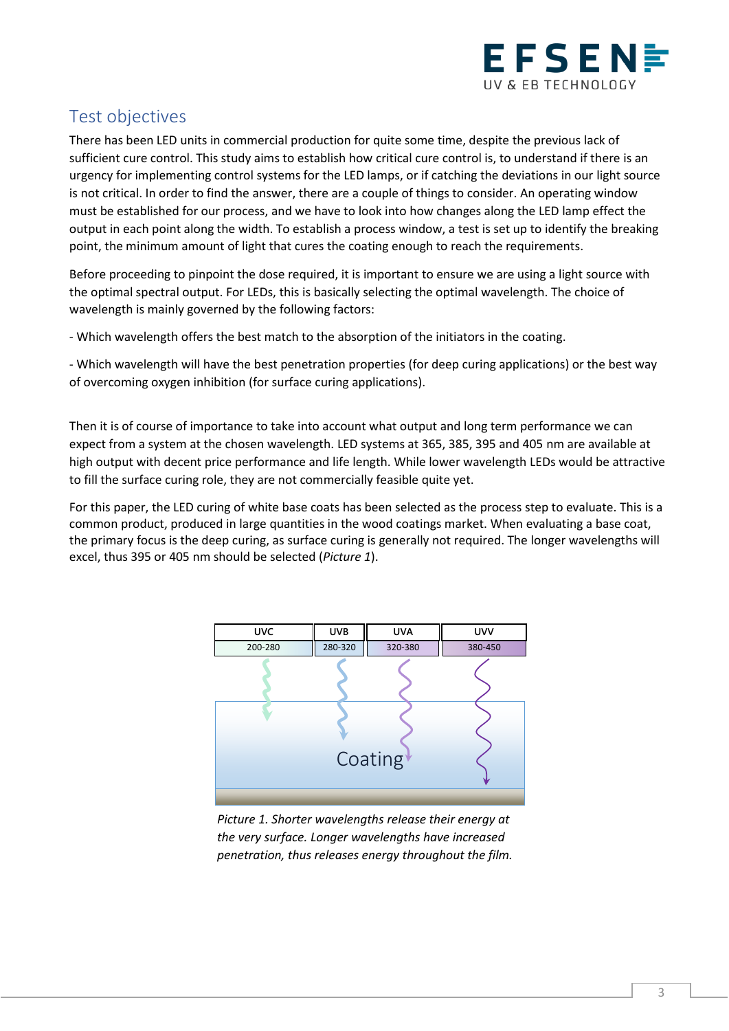## Test objectives

There has been LED units in commercial production for quite some time, despite the previous lack of sufficient cure control. This study aims to establish how critical cure control is, to understand if there is an urgency for implementing control systems for the LED lamps, or if catching the deviations in our light source is not critical. In order to find the answer, there are a couple of things to consider. An operating window must be established for our process, and we have to look into how changes along the LED lamp effect the output in each point along the width. To establish a process window, a test is set up to identify the breaking point, the minimum amount of light that cures the coating enough to reach the requirements.

Before proceeding to pinpoint the dose required, it is important to ensure we are using a light source with the optimal spectral output. For LEDs, this is basically selecting the optimal wavelength. The choice of wavelength is mainly governed by the following factors:

- Which wavelength offers the best match to the absorption of the initiators in the coating.

- Which wavelength will have the best penetration properties (for deep curing applications) or the best way of overcoming oxygen inhibition (for surface curing applications).

Then it is of course of importance to take into account what output and long term performance we can expect from a system at the chosen wavelength. LED systems at 365, 385, 395 and 405 nm are available at high output with decent price performance and life length. While lower wavelength LEDs would be attractive to fill the surface curing role, they are not commercially feasible quite yet.

For this paper, the LED curing of white base coats has been selected as the process step to evaluate. This is a common product, produced in large quantities in the wood coatings market. When evaluating a base coat, the primary focus is the deep curing, as surface curing is generally not required. The longer wavelengths will excel, thus 395 or 405 nm should be selected (*Picture 1*).

| UVC | UVB | UVA | UVV |
| --- | --- | --- | --- |
| 200-280 | 280-320 | 320-380 | 380-450 |

Coating

*Picture 1. Shorter wavelengths release their energy at the very surface. Longer wavelengths have increased penetration, thus releases energy throughout the film.*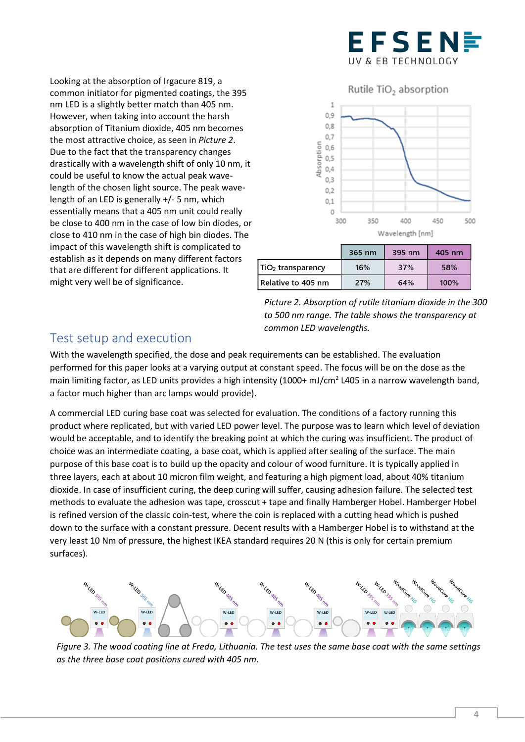Looking at the absorption of Irgacure 819, a common initiator for pigmented coatings, the 395 nm LED is a slightly better match than 405 nm. However, when taking into account the harsh absorption of Titanium dioxide, 405 nm becomes the most attractive choice, as seen in *Picture 2*. Due to the fact that the transparency changes drastically with a wavelength shift of only 10 nm, it could be useful to know the actual peak wave-length of the chosen light source. The peak wave-length of an LED is generally +/- 5 nm, which essentially means that a 405 nm unit could really be close to 400 nm in the case of low bin diodes, or close to 410 nm in the case of high bin diodes. The impact of this wavelength shift is complicated to establish as it depends on many different factors that are different for different applications. It might very well be of significance.

|  | 365 nm | 395 nm | 405 nm |
|---|---|---|---|
| $TiO_2$ transparency | 16% | 37% | 58% |
| Relative to 405 nm | 27% | 64% | 100% |

*Picture 2. Absorption of rutile titanium dioxide in the 300 to 500 nm range. The table shows the transparency at common LED wavelengths.*

## Test setup and execution

With the wavelength specified, the dose and peak requirements can be established. The evaluation performed for this paper looks at a varying output at constant speed. The focus will be on the dose as the main limiting factor, as LED units provides a high intensity (1000+ mJ/cm$^2$ L405 in a narrow wavelength band, a factor much higher than arc lamps would provide).

A commercial LED curing base coat was selected for evaluation. The conditions of a factory running this product where replicated, but with varied LED power level. The purpose was to learn which level of deviation would be acceptable, and to identify the breaking point at which the curing was insufficient. The product of choice was an intermediate coating, a base coat, which is applied after sealing of the surface. The main purpose of this base coat is to build up the opacity and colour of wood furniture. It is typically applied in three layers, each at about 10 micron film weight, and featuring a high pigment load, about 40% titanium dioxide. In case of insufficient curing, the deep curing will suffer, causing adhesion failure. The selected test methods to evaluate the adhesion was tape, crosscut + tape and finally Hamberger Hobel. Hamberger Hobel is refined version of the classic coin-test, where the coin is replaced with a cutting head which is pushed down to the surface with a constant pressure. Decent results with a Hamberger Hobel is to withstand at the very least 10 Nm of pressure, the highest IKEA standard requires 20 N (this is only for certain premium surfaces).

*Figure 3. The wood coating line at Freda, Lithuania. The test uses the same base coat with the same settings as the three base coat positions cured with 405 nm.*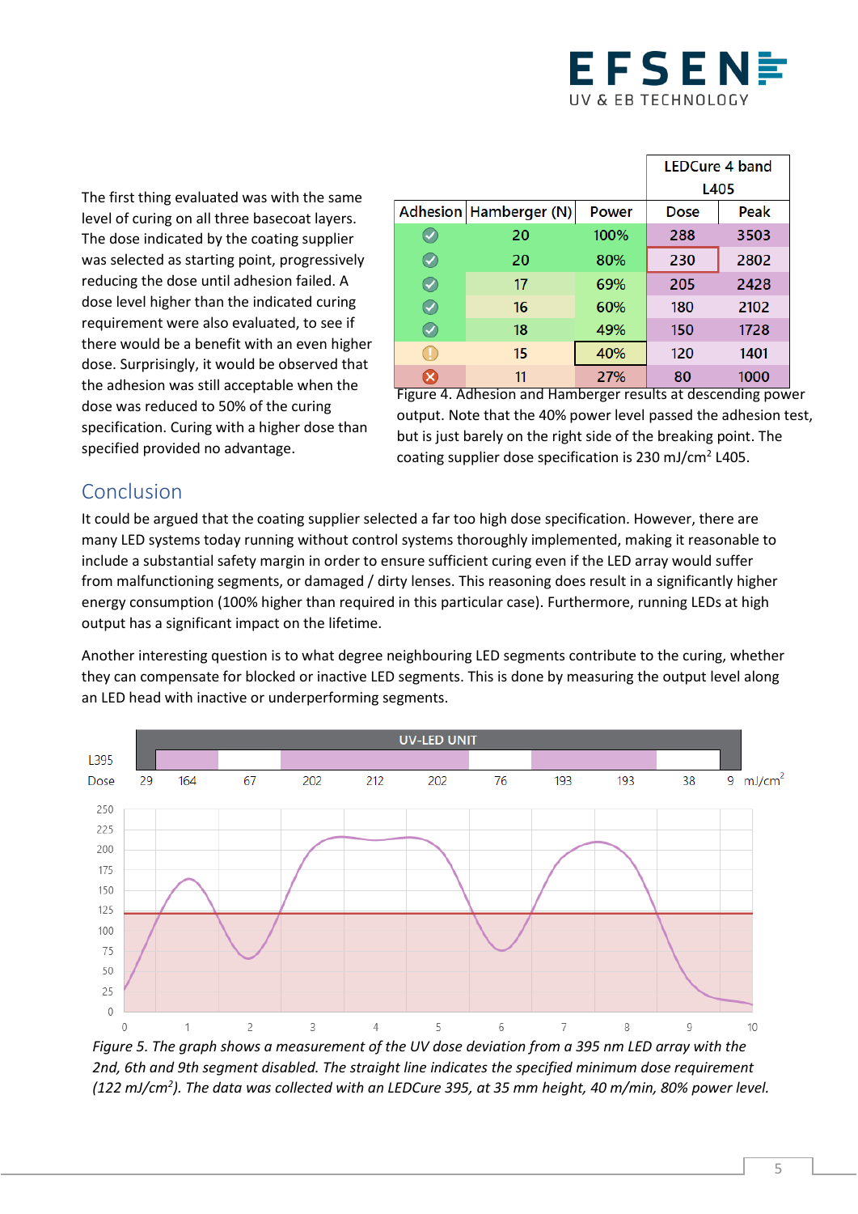The first thing evaluated was with the same level of curing on all three basecoat layers. The dose indicated by the coating supplier was selected as starting point, progressively reducing the dose until adhesion failed. A dose level higher than the indicated curing requirement were also evaluated, to see if there would be a benefit with an even higher dose. Surprisingly, it would be observed that the adhesion was still acceptable when the dose was reduced to 50% of the curing specification. Curing with a higher dose than specified provided no advantage.

| | | | LEDCure 4 band L405 | |
|---|---|---|---|---|
| Adhesion | Hamberger (N) | Power | Dose | Peak |
| ✓ | 20 | 100% | 288 | 3503 |
| ✓ | 20 | 80% | 230 | 2802 |
| ✓ | 17 | 69% | 205 | 2428 |
| ✓ | 16 | 60% | 180 | 2102 |
| ✓ | 18 | 49% | 150 | 1728 |
| ! | 15 | 40% | 120 | 1401 |
| ✗ | 11 | 27% | 80 | 1000 |

Figure 4. Adhesion and Hamberger results at descending power output. Note that the 40% power level passed the adhesion test, but is just barely on the right side of the breaking point. The coating supplier dose specification is 230 mJ/cm² L405.

## Conclusion

It could be argued that the coating supplier selected a far too high dose specification. However, there are many LED systems today running without control systems thoroughly implemented, making it reasonable to include a substantial safety margin in order to ensure sufficient curing even if the LED array would suffer from malfunctioning segments, or damaged / dirty lenses. This reasoning does result in a significantly higher energy consumption (100% higher than required in this particular case). Furthermore, running LEDs at high output has a significant impact on the lifetime.

Another interesting question is to what degree neighbouring LED segments contribute to the curing, whether they can compensate for blocked or inactive LED segments. This is done by measuring the output level along an LED head with inactive or underperforming segments.

UV-LED UNIT

| L395 Dose | 29 | 164 | 67 | 202 | 212 | 202 | 76 | 193 | 193 | 38 | 9 | mJ/cm² |
|---|---|---|---|---|---|---|---|---|---|---|---|---|

*Figure 5. The graph shows a measurement of the UV dose deviation from a 395 nm LED array with the 2nd, 6th and 9th segment disabled. The straight line indicates the specified minimum dose requirement (122 mJ/cm²). The data was collected with an LEDCure 395, at 35 mm height, 40 m/min, 80% power level.*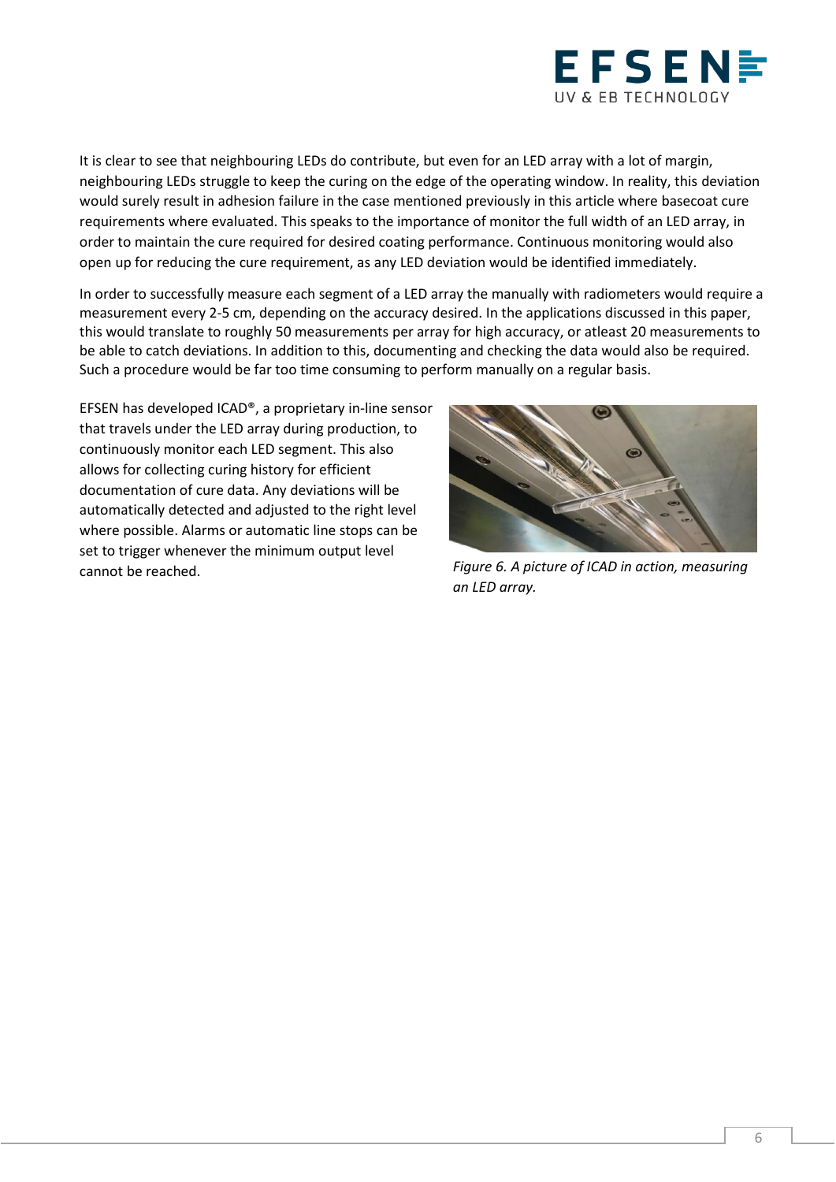It is clear to see that neighbouring LEDs do contribute, but even for an LED array with a lot of margin, neighbouring LEDs struggle to keep the curing on the edge of the operating window. In reality, this deviation would surely result in adhesion failure in the case mentioned previously in this article where basecoat cure requirements where evaluated. This speaks to the importance of monitor the full width of an LED array, in order to maintain the cure required for desired coating performance. Continuous monitoring would also open up for reducing the cure requirement, as any LED deviation would be identified immediately.

In order to successfully measure each segment of a LED array the manually with radiometers would require a measurement every 2-5 cm, depending on the accuracy desired. In the applications discussed in this paper, this would translate to roughly 50 measurements per array for high accuracy, or atleast 20 measurements to be able to catch deviations. In addition to this, documenting and checking the data would also be required. Such a procedure would be far too time consuming to perform manually on a regular basis.

EFSEN has developed ICAD®, a proprietary in-line sensor that travels under the LED array during production, to continuously monitor each LED segment. This also allows for collecting curing history for efficient documentation of cure data. Any deviations will be automatically detected and adjusted to the right level where possible. Alarms or automatic line stops can be set to trigger whenever the minimum output level cannot be reached.

*Figure 6. A picture of ICAD in action, measuring an LED array.*